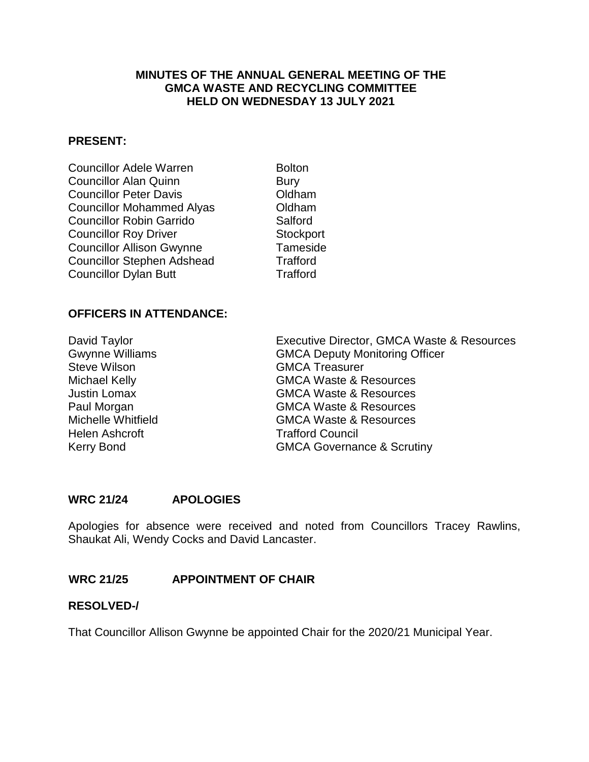**MINUTES OF THE ANNUAL GENERAL MEETING OF THE GMCA WASTE AND RECYCLING COMMITTEE HELD ON WEDNESDAY 13 JULY 2021**

**PRESENT:**

| | |
|---|---|
| Councillor Adele Warren | Bolton |
| Councillor Alan Quinn | Bury |
| Councillor Peter Davis | Oldham |
| Councillor Mohammed Alyas | Oldham |
| Councillor Robin Garrido | Salford |
| Councillor Roy Driver | Stockport |
| Councillor Allison Gwynne | Tameside |
| Councillor Stephen Adshead | Trafford |
| Councillor Dylan Butt | Trafford |

**OFFICERS IN ATTENDANCE:**

| | |
|---|---|
| David Taylor | Executive Director, GMCA Waste & Resources |
| Gwynne Williams | GMCA Deputy Monitoring Officer |
| Steve Wilson | GMCA Treasurer |
| Michael Kelly | GMCA Waste & Resources |
| Justin Lomax | GMCA Waste & Resources |
| Paul Morgan | GMCA Waste & Resources |
| Michelle Whitfield | GMCA Waste & Resources |
| Helen Ashcroft | Trafford Council |
| Kerry Bond | GMCA Governance & Scrutiny |

**WRC 21/24 APOLOGIES**

Apologies for absence were received and noted from Councillors Tracey Rawlins, Shaukat Ali, Wendy Cocks and David Lancaster.

**WRC 21/25 APPOINTMENT OF CHAIR**

**RESOLVED-/**

That Councillor Allison Gwynne be appointed Chair for the 2020/21 Municipal Year.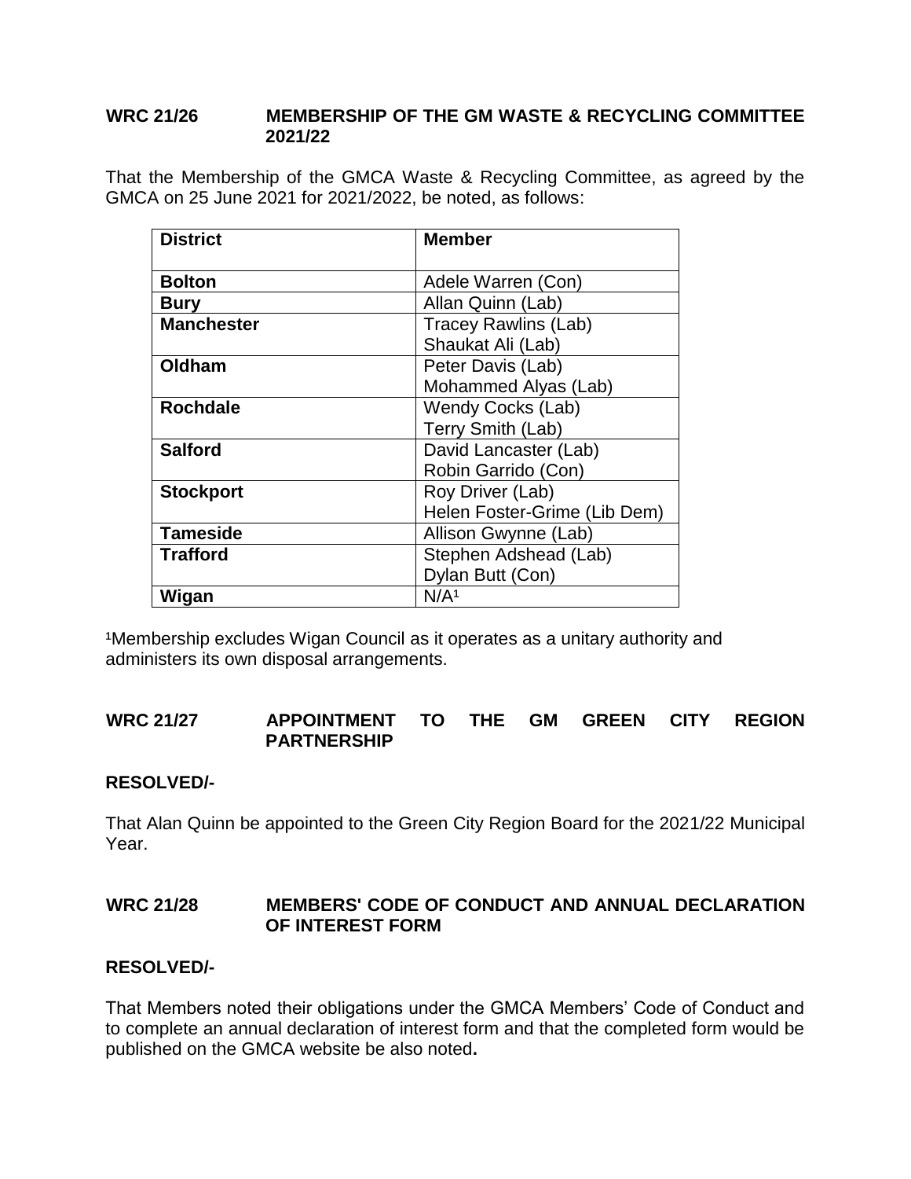**WRC 21/26 MEMBERSHIP OF THE GM WASTE & RECYCLING COMMITTEE 2021/22**

That the Membership of the GMCA Waste & Recycling Committee, as agreed by the GMCA on 25 June 2021 for 2021/2022, be noted, as follows:

| District | Member |
|---|---|
| **Bolton** | Adele Warren (Con) |
| **Bury** | Allan Quinn (Lab) |
| **Manchester** | Tracey Rawlins (Lab)<br>Shaukat Ali (Lab) |
| **Oldham** | Peter Davis (Lab)<br>Mohammed Alyas (Lab) |
| **Rochdale** | Wendy Cocks (Lab)<br>Terry Smith (Lab) |
| **Salford** | David Lancaster (Lab)<br>Robin Garrido (Con) |
| **Stockport** | Roy Driver (Lab)<br>Helen Foster-Grime (Lib Dem) |
| **Tameside** | Allison Gwynne (Lab) |
| **Trafford** | Stephen Adshead (Lab)<br>Dylan Butt (Con) |
| **Wigan** | N/A[1] |

[1]Membership excludes Wigan Council as it operates as a unitary authority and administers its own disposal arrangements.

**WRC 21/27 APPOINTMENT TO THE GM GREEN CITY REGION PARTNERSHIP**

**RESOLVED/-**

That Alan Quinn be appointed to the Green City Region Board for the 2021/22 Municipal Year.

**WRC 21/28 MEMBERS' CODE OF CONDUCT AND ANNUAL DECLARATION OF INTEREST FORM**

**RESOLVED/-**

That Members noted their obligations under the GMCA Members' Code of Conduct and to complete an annual declaration of interest form and that the completed form would be published on the GMCA website be also noted**.**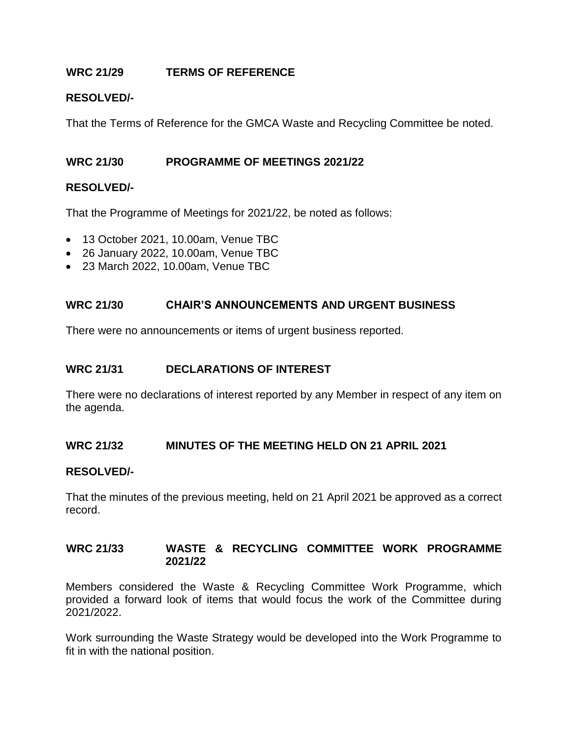## WRC 21/29 TERMS OF REFERENCE

**RESOLVED/-**

That the Terms of Reference for the GMCA Waste and Recycling Committee be noted.

## WRC 21/30 PROGRAMME OF MEETINGS 2021/22

**RESOLVED/-**

That the Programme of Meetings for 2021/22, be noted as follows:

- 13 October 2021, 10.00am, Venue TBC
- 26 January 2022, 10.00am, Venue TBC
- 23 March 2022, 10.00am, Venue TBC

## WRC 21/30 CHAIR'S ANNOUNCEMENTS AND URGENT BUSINESS

There were no announcements or items of urgent business reported.

## WRC 21/31 DECLARATIONS OF INTEREST

There were no declarations of interest reported by any Member in respect of any item on the agenda.

## WRC 21/32 MINUTES OF THE MEETING HELD ON 21 APRIL 2021

**RESOLVED/-**

That the minutes of the previous meeting, held on 21 April 2021 be approved as a correct record.

## WRC 21/33 WASTE & RECYCLING COMMITTEE WORK PROGRAMME 2021/22

Members considered the Waste & Recycling Committee Work Programme, which provided a forward look of items that would focus the work of the Committee during 2021/2022.

Work surrounding the Waste Strategy would be developed into the Work Programme to fit in with the national position.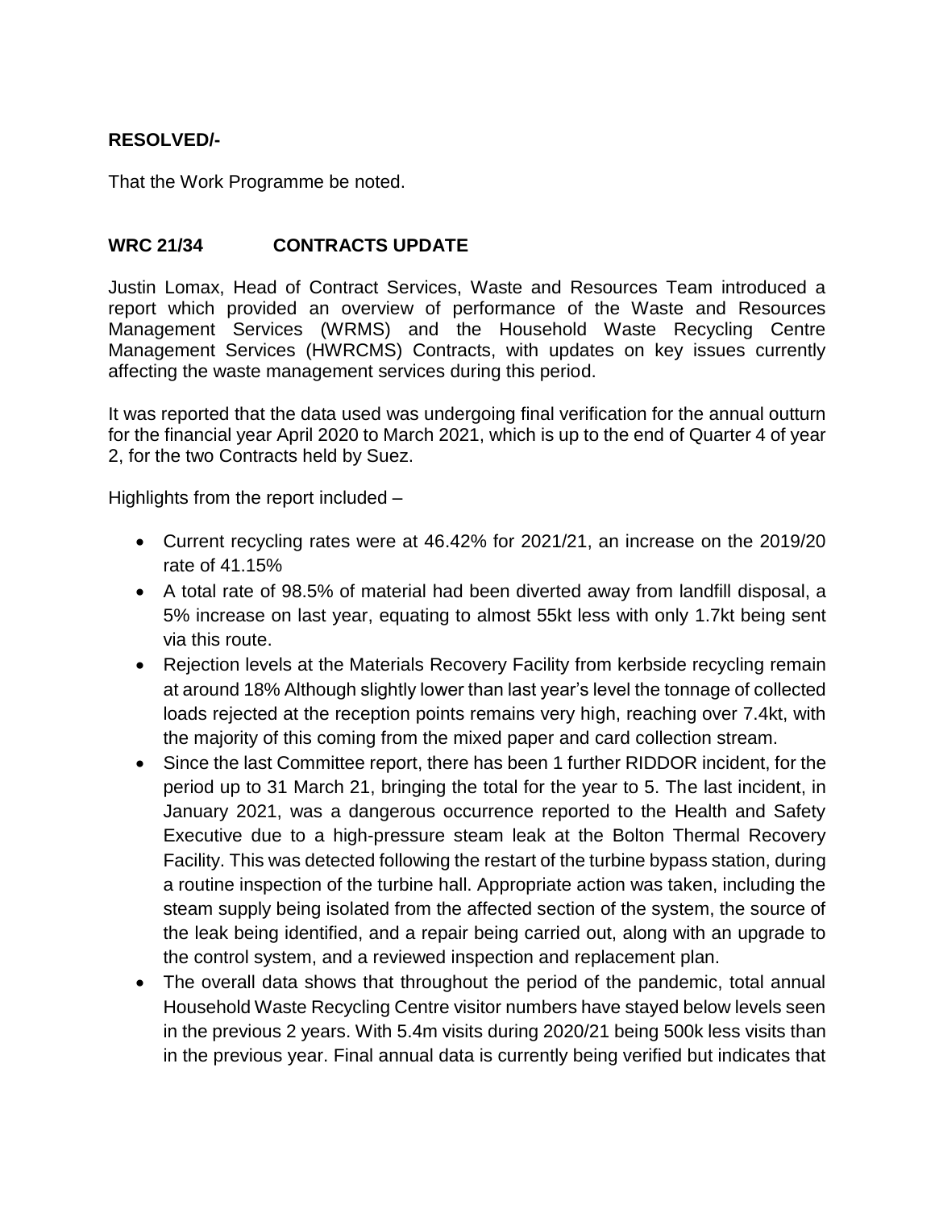**RESOLVED/-**

That the Work Programme be noted.

**WRC 21/34 CONTRACTS UPDATE**

Justin Lomax, Head of Contract Services, Waste and Resources Team introduced a report which provided an overview of performance of the Waste and Resources Management Services (WRMS) and the Household Waste Recycling Centre Management Services (HWRCMS) Contracts, with updates on key issues currently affecting the waste management services during this period.

It was reported that the data used was undergoing final verification for the annual outturn for the financial year April 2020 to March 2021, which is up to the end of Quarter 4 of year 2, for the two Contracts held by Suez.

Highlights from the report included –

- Current recycling rates were at 46.42% for 2021/21, an increase on the 2019/20 rate of 41.15%
- A total rate of 98.5% of material had been diverted away from landfill disposal, a 5% increase on last year, equating to almost 55kt less with only 1.7kt being sent via this route.
- Rejection levels at the Materials Recovery Facility from kerbside recycling remain at around 18% Although slightly lower than last year's level the tonnage of collected loads rejected at the reception points remains very high, reaching over 7.4kt, with the majority of this coming from the mixed paper and card collection stream.
- Since the last Committee report, there has been 1 further RIDDOR incident, for the period up to 31 March 21, bringing the total for the year to 5. The last incident, in January 2021, was a dangerous occurrence reported to the Health and Safety Executive due to a high-pressure steam leak at the Bolton Thermal Recovery Facility. This was detected following the restart of the turbine bypass station, during a routine inspection of the turbine hall. Appropriate action was taken, including the steam supply being isolated from the affected section of the system, the source of the leak being identified, and a repair being carried out, along with an upgrade to the control system, and a reviewed inspection and replacement plan.
- The overall data shows that throughout the period of the pandemic, total annual Household Waste Recycling Centre visitor numbers have stayed below levels seen in the previous 2 years. With 5.4m visits during 2020/21 being 500k less visits than in the previous year. Final annual data is currently being verified but indicates that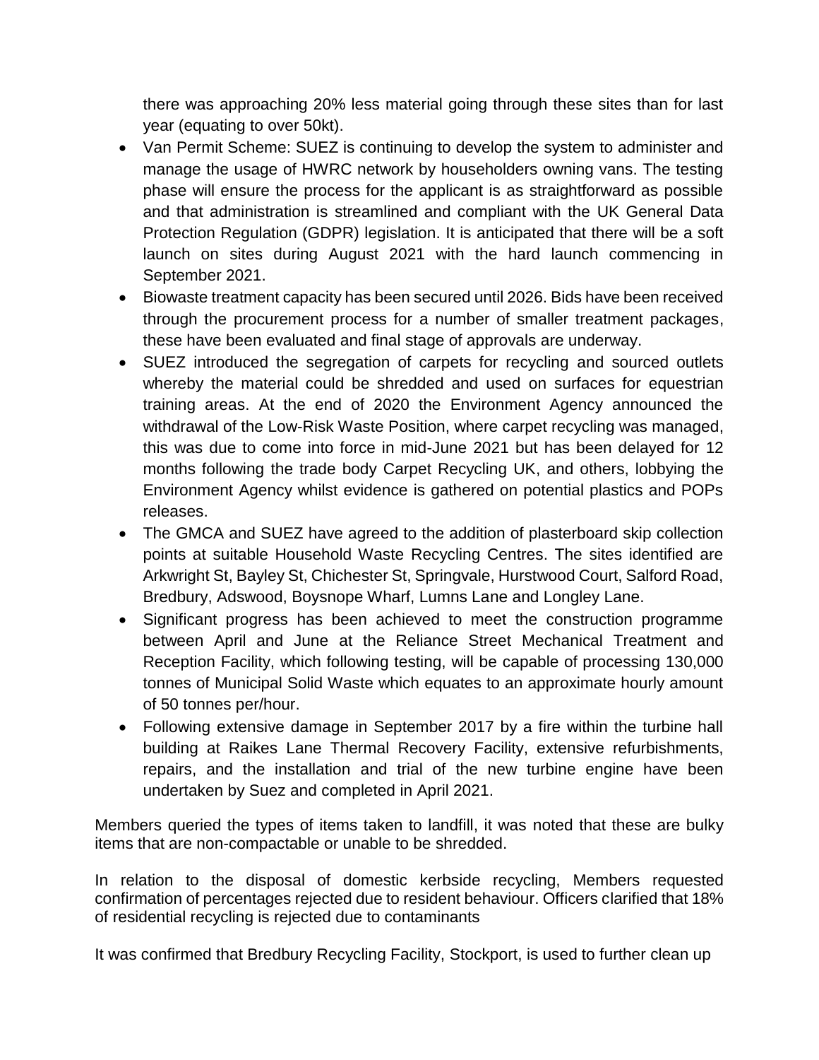there was approaching 20% less material going through these sites than for last year (equating to over 50kt).

- Van Permit Scheme: SUEZ is continuing to develop the system to administer and manage the usage of HWRC network by householders owning vans. The testing phase will ensure the process for the applicant is as straightforward as possible and that administration is streamlined and compliant with the UK General Data Protection Regulation (GDPR) legislation. It is anticipated that there will be a soft launch on sites during August 2021 with the hard launch commencing in September 2021.
- Biowaste treatment capacity has been secured until 2026. Bids have been received through the procurement process for a number of smaller treatment packages, these have been evaluated and final stage of approvals are underway.
- SUEZ introduced the segregation of carpets for recycling and sourced outlets whereby the material could be shredded and used on surfaces for equestrian training areas. At the end of 2020 the Environment Agency announced the withdrawal of the Low-Risk Waste Position, where carpet recycling was managed, this was due to come into force in mid-June 2021 but has been delayed for 12 months following the trade body Carpet Recycling UK, and others, lobbying the Environment Agency whilst evidence is gathered on potential plastics and POPs releases.
- The GMCA and SUEZ have agreed to the addition of plasterboard skip collection points at suitable Household Waste Recycling Centres. The sites identified are Arkwright St, Bayley St, Chichester St, Springvale, Hurstwood Court, Salford Road, Bredbury, Adswood, Boysnope Wharf, Lumns Lane and Longley Lane.
- Significant progress has been achieved to meet the construction programme between April and June at the Reliance Street Mechanical Treatment and Reception Facility, which following testing, will be capable of processing 130,000 tonnes of Municipal Solid Waste which equates to an approximate hourly amount of 50 tonnes per/hour.
- Following extensive damage in September 2017 by a fire within the turbine hall building at Raikes Lane Thermal Recovery Facility, extensive refurbishments, repairs, and the installation and trial of the new turbine engine have been undertaken by Suez and completed in April 2021.

Members queried the types of items taken to landfill, it was noted that these are bulky items that are non-compactable or unable to be shredded.

In relation to the disposal of domestic kerbside recycling, Members requested confirmation of percentages rejected due to resident behaviour. Officers clarified that 18% of residential recycling is rejected due to contaminants

It was confirmed that Bredbury Recycling Facility, Stockport, is used to further clean up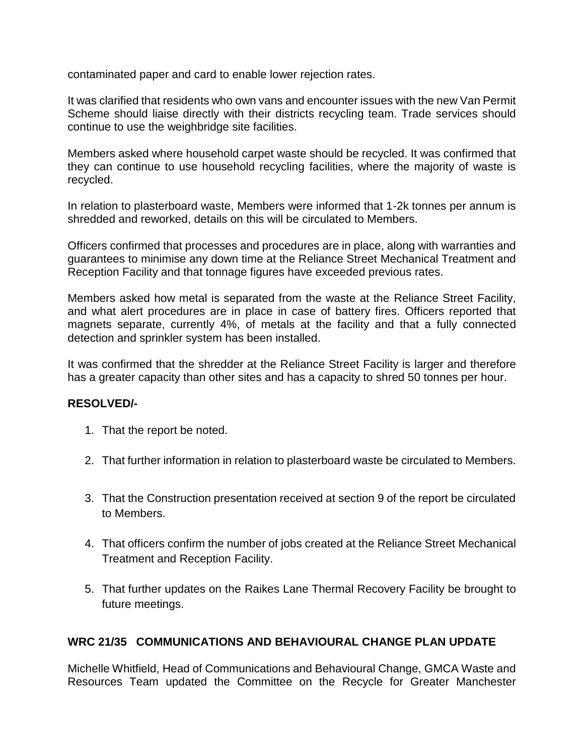contaminated paper and card to enable lower rejection rates.

It was clarified that residents who own vans and encounter issues with the new Van Permit Scheme should liaise directly with their districts recycling team. Trade services should continue to use the weighbridge site facilities.

Members asked where household carpet waste should be recycled. It was confirmed that they can continue to use household recycling facilities, where the majority of waste is recycled.

In relation to plasterboard waste, Members were informed that 1-2k tonnes per annum is shredded and reworked, details on this will be circulated to Members.

Officers confirmed that processes and procedures are in place, along with warranties and guarantees to minimise any down time at the Reliance Street Mechanical Treatment and Reception Facility and that tonnage figures have exceeded previous rates.

Members asked how metal is separated from the waste at the Reliance Street Facility, and what alert procedures are in place in case of battery fires. Officers reported that magnets separate, currently 4%, of metals at the facility and that a fully connected detection and sprinkler system has been installed.

It was confirmed that the shredder at the Reliance Street Facility is larger and therefore has a greater capacity than other sites and has a capacity to shred 50 tonnes per hour.

**RESOLVED/-**

1. That the report be noted.
2. That further information in relation to plasterboard waste be circulated to Members.
3. That the Construction presentation received at section 9 of the report be circulated to Members.
4. That officers confirm the number of jobs created at the Reliance Street Mechanical Treatment and Reception Facility.
5. That further updates on the Raikes Lane Thermal Recovery Facility be brought to future meetings.

**WRC 21/35 COMMUNICATIONS AND BEHAVIOURAL CHANGE PLAN UPDATE**

Michelle Whitfield, Head of Communications and Behavioural Change, GMCA Waste and Resources Team updated the Committee on the Recycle for Greater Manchester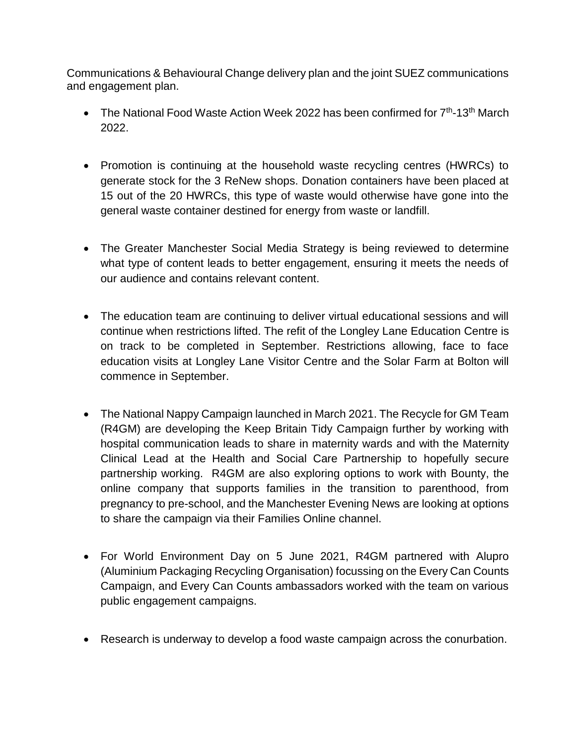Communications & Behavioural Change delivery plan and the joint SUEZ communications and engagement plan.

- The National Food Waste Action Week 2022 has been confirmed for 7th-13th March 2022.

- Promotion is continuing at the household waste recycling centres (HWRCs) to generate stock for the 3 ReNew shops. Donation containers have been placed at 15 out of the 20 HWRCs, this type of waste would otherwise have gone into the general waste container destined for energy from waste or landfill.

- The Greater Manchester Social Media Strategy is being reviewed to determine what type of content leads to better engagement, ensuring it meets the needs of our audience and contains relevant content.

- The education team are continuing to deliver virtual educational sessions and will continue when restrictions lifted. The refit of the Longley Lane Education Centre is on track to be completed in September. Restrictions allowing, face to face education visits at Longley Lane Visitor Centre and the Solar Farm at Bolton will commence in September.

- The National Nappy Campaign launched in March 2021. The Recycle for GM Team (R4GM) are developing the Keep Britain Tidy Campaign further by working with hospital communication leads to share in maternity wards and with the Maternity Clinical Lead at the Health and Social Care Partnership to hopefully secure partnership working. R4GM are also exploring options to work with Bounty, the online company that supports families in the transition to parenthood, from pregnancy to pre-school, and the Manchester Evening News are looking at options to share the campaign via their Families Online channel.

- For World Environment Day on 5 June 2021, R4GM partnered with Alupro (Aluminium Packaging Recycling Organisation) focussing on the Every Can Counts Campaign, and Every Can Counts ambassadors worked with the team on various public engagement campaigns.

- Research is underway to develop a food waste campaign across the conurbation.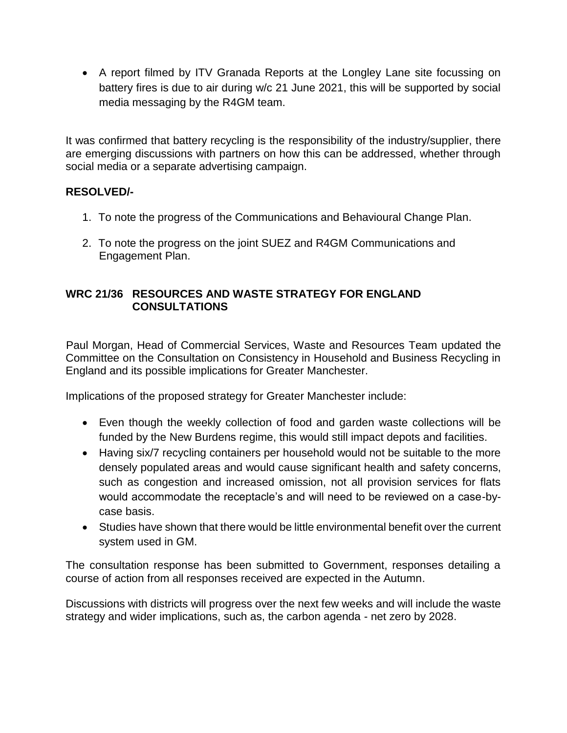- A report filmed by ITV Granada Reports at the Longley Lane site focussing on battery fires is due to air during w/c 21 June 2021, this will be supported by social media messaging by the R4GM team.

It was confirmed that battery recycling is the responsibility of the industry/supplier, there are emerging discussions with partners on how this can be addressed, whether through social media or a separate advertising campaign.

**RESOLVED/-**

1. To note the progress of the Communications and Behavioural Change Plan.
2. To note the progress on the joint SUEZ and R4GM Communications and Engagement Plan.

### WRC 21/36 RESOURCES AND WASTE STRATEGY FOR ENGLAND CONSULTATIONS

Paul Morgan, Head of Commercial Services, Waste and Resources Team updated the Committee on the Consultation on Consistency in Household and Business Recycling in England and its possible implications for Greater Manchester.

Implications of the proposed strategy for Greater Manchester include:

- Even though the weekly collection of food and garden waste collections will be funded by the New Burdens regime, this would still impact depots and facilities.
- Having six/7 recycling containers per household would not be suitable to the more densely populated areas and would cause significant health and safety concerns, such as congestion and increased omission, not all provision services for flats would accommodate the receptacle's and will need to be reviewed on a case-by-case basis.
- Studies have shown that there would be little environmental benefit over the current system used in GM.

The consultation response has been submitted to Government, responses detailing a course of action from all responses received are expected in the Autumn.

Discussions with districts will progress over the next few weeks and will include the waste strategy and wider implications, such as, the carbon agenda - net zero by 2028.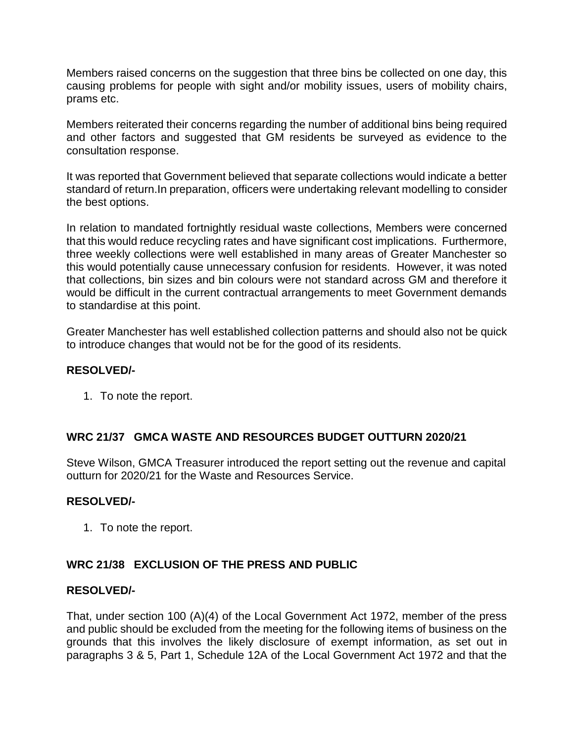Members raised concerns on the suggestion that three bins be collected on one day, this causing problems for people with sight and/or mobility issues, users of mobility chairs, prams etc.

Members reiterated their concerns regarding the number of additional bins being required and other factors and suggested that GM residents be surveyed as evidence to the consultation response.

It was reported that Government believed that separate collections would indicate a better standard of return.In preparation, officers were undertaking relevant modelling to consider the best options.

In relation to mandated fortnightly residual waste collections, Members were concerned that this would reduce recycling rates and have significant cost implications. Furthermore, three weekly collections were well established in many areas of Greater Manchester so this would potentially cause unnecessary confusion for residents. However, it was noted that collections, bin sizes and bin colours were not standard across GM and therefore it would be difficult in the current contractual arrangements to meet Government demands to standardise at this point.

Greater Manchester has well established collection patterns and should also not be quick to introduce changes that would not be for the good of its residents.

**RESOLVED/-**

1. To note the report.

## WRC 21/37 GMCA WASTE AND RESOURCES BUDGET OUTTURN 2020/21

Steve Wilson, GMCA Treasurer introduced the report setting out the revenue and capital outturn for 2020/21 for the Waste and Resources Service.

**RESOLVED/-**

1. To note the report.

## WRC 21/38 EXCLUSION OF THE PRESS AND PUBLIC

**RESOLVED/-**

That, under section 100 (A)(4) of the Local Government Act 1972, member of the press and public should be excluded from the meeting for the following items of business on the grounds that this involves the likely disclosure of exempt information, as set out in paragraphs 3 & 5, Part 1, Schedule 12A of the Local Government Act 1972 and that the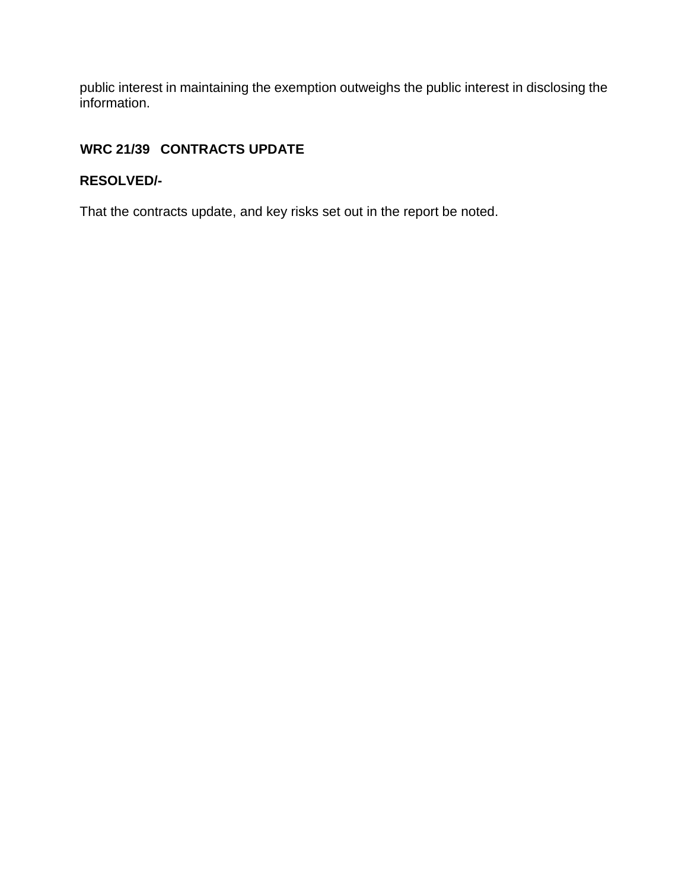public interest in maintaining the exemption outweighs the public interest in disclosing the information.

**WRC 21/39 CONTRACTS UPDATE**

**RESOLVED/-**

That the contracts update, and key risks set out in the report be noted.